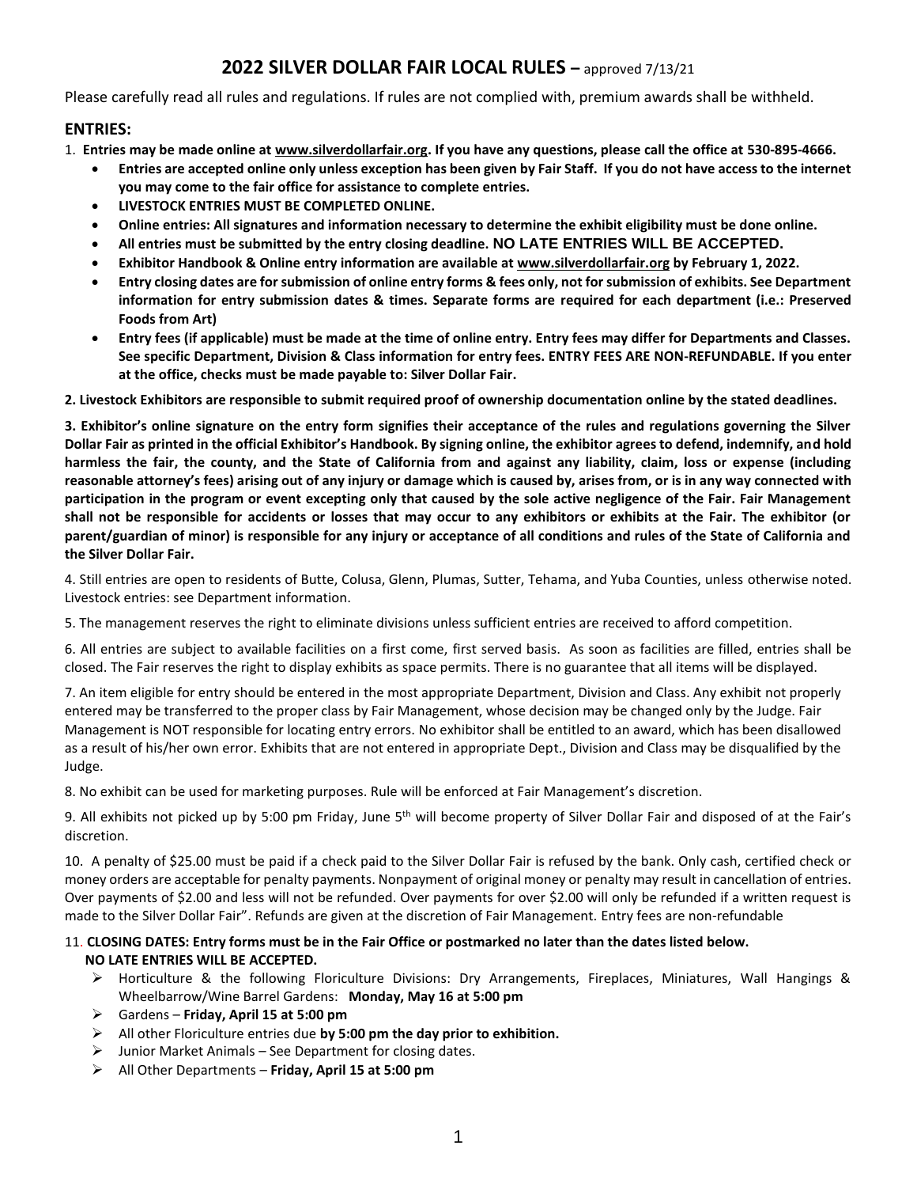# 2022 SILVER DOLLAR FAIR LOCAL RULES – approved 7/13/21

Please carefully read all rules and regulations. If rules are not complied with, premium awards shall be withheld.

## ENTRIES:

1. **Entries may be made online at www.silverdollarfair.org. If you have any questions, please call the office at 530-895-4666.**
   - **Entries are accepted online only unless exception has been given by Fair Staff. If you do not have access to the internet you may come to the fair office for assistance to complete entries.**
   - **LIVESTOCK ENTRIES MUST BE COMPLETED ONLINE.**
   - **Online entries: All signatures and information necessary to determine the exhibit eligibility must be done online.**
   - **All entries must be submitted by the entry closing deadline. NO LATE ENTRIES WILL BE ACCEPTED.**
   - **Exhibitor Handbook & Online entry information are available at www.silverdollarfair.org by February 1, 2022.**
   - **Entry closing dates are for submission of online entry forms & fees only, not for submission of exhibits. See Department information for entry submission dates & times. Separate forms are required for each department (i.e.: Preserved Foods from Art)**
   - **Entry fees (if applicable) must be made at the time of online entry. Entry fees may differ for Departments and Classes. See specific Department, Division & Class information for entry fees. ENTRY FEES ARE NON-REFUNDABLE. If you enter at the office, checks must be made payable to: Silver Dollar Fair.**

**2. Livestock Exhibitors are responsible to submit required proof of ownership documentation online by the stated deadlines.**

**3. Exhibitor's online signature on the entry form signifies their acceptance of the rules and regulations governing the Silver Dollar Fair as printed in the official Exhibitor's Handbook. By signing online, the exhibitor agrees to defend, indemnify, and hold harmless the fair, the county, and the State of California from and against any liability, claim, loss or expense (including reasonable attorney's fees) arising out of any injury or damage which is caused by, arises from, or is in any way connected with participation in the program or event excepting only that caused by the sole active negligence of the Fair. Fair Management shall not be responsible for accidents or losses that may occur to any exhibitors or exhibits at the Fair. The exhibitor (or parent/guardian of minor) is responsible for any injury or acceptance of all conditions and rules of the State of California and the Silver Dollar Fair.**

4. Still entries are open to residents of Butte, Colusa, Glenn, Plumas, Sutter, Tehama, and Yuba Counties, unless otherwise noted. Livestock entries: see Department information.

5. The management reserves the right to eliminate divisions unless sufficient entries are received to afford competition.

6. All entries are subject to available facilities on a first come, first served basis. As soon as facilities are filled, entries shall be closed. The Fair reserves the right to display exhibits as space permits. There is no guarantee that all items will be displayed.

7. An item eligible for entry should be entered in the most appropriate Department, Division and Class. Any exhibit not properly entered may be transferred to the proper class by Fair Management, whose decision may be changed only by the Judge. Fair Management is NOT responsible for locating entry errors. No exhibitor shall be entitled to an award, which has been disallowed as a result of his/her own error. Exhibits that are not entered in appropriate Dept., Division and Class may be disqualified by the Judge.

8. No exhibit can be used for marketing purposes. Rule will be enforced at Fair Management's discretion.

9. All exhibits not picked up by 5:00 pm Friday, June 5th will become property of Silver Dollar Fair and disposed of at the Fair's discretion.

10. A penalty of $25.00 must be paid if a check paid to the Silver Dollar Fair is refused by the bank. Only cash, certified check or money orders are acceptable for penalty payments. Nonpayment of original money or penalty may result in cancellation of entries. Over payments of $2.00 and less will not be refunded. Over payments for over $2.00 will only be refunded if a written request is made to the Silver Dollar Fair". Refunds are given at the discretion of Fair Management. Entry fees are non-refundable

11. **CLOSING DATES: Entry forms must be in the Fair Office or postmarked no later than the dates listed below. NO LATE ENTRIES WILL BE ACCEPTED.**
   - Horticulture & the following Floriculture Divisions: Dry Arrangements, Fireplaces, Miniatures, Wall Hangings & Wheelbarrow/Wine Barrel Gardens: **Monday, May 16 at 5:00 pm**
   - Gardens – **Friday, April 15 at 5:00 pm**
   - All other Floriculture entries due **by 5:00 pm the day prior to exhibition.**
   - Junior Market Animals – See Department for closing dates.
   - All Other Departments – **Friday, April 15 at 5:00 pm**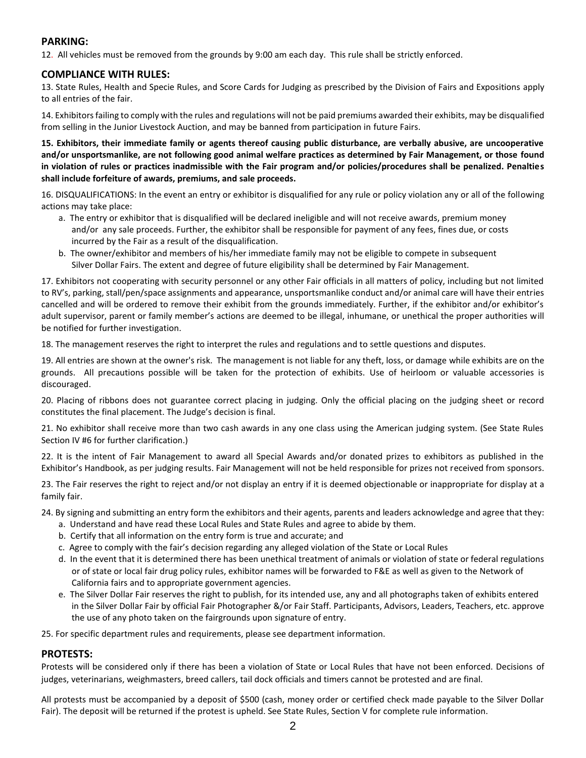## PARKING:

12. All vehicles must be removed from the grounds by 9:00 am each day. This rule shall be strictly enforced.

## COMPLIANCE WITH RULES:

13. State Rules, Health and Specie Rules, and Score Cards for Judging as prescribed by the Division of Fairs and Expositions apply to all entries of the fair.

14. Exhibitors failing to comply with the rules and regulations will not be paid premiums awarded their exhibits, may be disqualified from selling in the Junior Livestock Auction, and may be banned from participation in future Fairs.

**15. Exhibitors, their immediate family or agents thereof causing public disturbance, are verbally abusive, are uncooperative and/or unsportsmanlike, are not following good animal welfare practices as determined by Fair Management, or those found in violation of rules or practices inadmissible with the Fair program and/or policies/procedures shall be penalized. Penalties shall include forfeiture of awards, premiums, and sale proceeds.**

16. DISQUALIFICATIONS: In the event an entry or exhibitor is disqualified for any rule or policy violation any or all of the following actions may take place:

a. The entry or exhibitor that is disqualified will be declared ineligible and will not receive awards, premium money and/or any sale proceeds. Further, the exhibitor shall be responsible for payment of any fees, fines due, or costs incurred by the Fair as a result of the disqualification.

b. The owner/exhibitor and members of his/her immediate family may not be eligible to compete in subsequent Silver Dollar Fairs. The extent and degree of future eligibility shall be determined by Fair Management.

17. Exhibitors not cooperating with security personnel or any other Fair officials in all matters of policy, including but not limited to RV's, parking, stall/pen/space assignments and appearance, unsportsmanlike conduct and/or animal care will have their entries cancelled and will be ordered to remove their exhibit from the grounds immediately. Further, if the exhibitor and/or exhibitor's adult supervisor, parent or family member's actions are deemed to be illegal, inhumane, or unethical the proper authorities will be notified for further investigation.

18. The management reserves the right to interpret the rules and regulations and to settle questions and disputes.

19. All entries are shown at the owner's risk. The management is not liable for any theft, loss, or damage while exhibits are on the grounds. All precautions possible will be taken for the protection of exhibits. Use of heirloom or valuable accessories is discouraged.

20. Placing of ribbons does not guarantee correct placing in judging. Only the official placing on the judging sheet or record constitutes the final placement. The Judge's decision is final.

21. No exhibitor shall receive more than two cash awards in any one class using the American judging system. (See State Rules Section IV #6 for further clarification.)

22. It is the intent of Fair Management to award all Special Awards and/or donated prizes to exhibitors as published in the Exhibitor's Handbook, as per judging results. Fair Management will not be held responsible for prizes not received from sponsors.

23. The Fair reserves the right to reject and/or not display an entry if it is deemed objectionable or inappropriate for display at a family fair.

24. By signing and submitting an entry form the exhibitors and their agents, parents and leaders acknowledge and agree that they:

a. Understand and have read these Local Rules and State Rules and agree to abide by them.

b. Certify that all information on the entry form is true and accurate; and

c. Agree to comply with the fair's decision regarding any alleged violation of the State or Local Rules

d. In the event that it is determined there has been unethical treatment of animals or violation of state or federal regulations or of state or local fair drug policy rules, exhibitor names will be forwarded to F&E as well as given to the Network of California fairs and to appropriate government agencies.

e. The Silver Dollar Fair reserves the right to publish, for its intended use, any and all photographs taken of exhibits entered in the Silver Dollar Fair by official Fair Photographer &/or Fair Staff. Participants, Advisors, Leaders, Teachers, etc. approve the use of any photo taken on the fairgrounds upon signature of entry.

25. For specific department rules and requirements, please see department information.

## PROTESTS:

Protests will be considered only if there has been a violation of State or Local Rules that have not been enforced. Decisions of judges, veterinarians, weighmasters, breed callers, tail dock officials and timers cannot be protested and are final.

All protests must be accompanied by a deposit of $500 (cash, money order or certified check made payable to the Silver Dollar Fair). The deposit will be returned if the protest is upheld. See State Rules, Section V for complete rule information.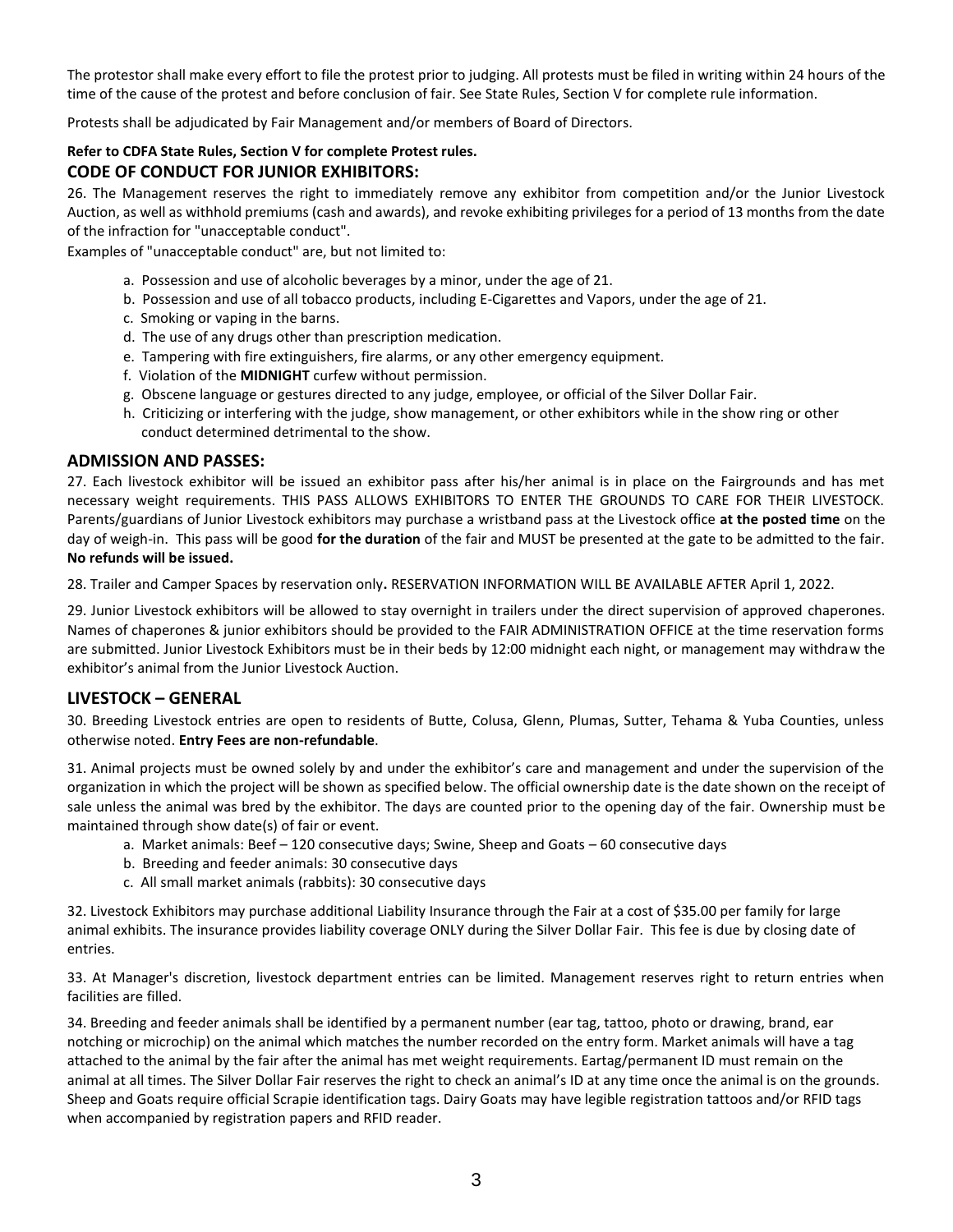The protestor shall make every effort to file the protest prior to judging. All protests must be filed in writing within 24 hours of the time of the cause of the protest and before conclusion of fair. See State Rules, Section V for complete rule information.

Protests shall be adjudicated by Fair Management and/or members of Board of Directors.

**Refer to CDFA State Rules, Section V for complete Protest rules.**

## CODE OF CONDUCT FOR JUNIOR EXHIBITORS:

26. The Management reserves the right to immediately remove any exhibitor from competition and/or the Junior Livestock Auction, as well as withhold premiums (cash and awards), and revoke exhibiting privileges for a period of 13 months from the date of the infraction for "unacceptable conduct".

Examples of "unacceptable conduct" are, but not limited to:

- a. Possession and use of alcoholic beverages by a minor, under the age of 21.
- b. Possession and use of all tobacco products, including E-Cigarettes and Vapors, under the age of 21.
- c. Smoking or vaping in the barns.
- d. The use of any drugs other than prescription medication.
- e. Tampering with fire extinguishers, fire alarms, or any other emergency equipment.
- f. Violation of the **MIDNIGHT** curfew without permission.
- g. Obscene language or gestures directed to any judge, employee, or official of the Silver Dollar Fair.
- h. Criticizing or interfering with the judge, show management, or other exhibitors while in the show ring or other conduct determined detrimental to the show.

## ADMISSION AND PASSES:

27. Each livestock exhibitor will be issued an exhibitor pass after his/her animal is in place on the Fairgrounds and has met necessary weight requirements. THIS PASS ALLOWS EXHIBITORS TO ENTER THE GROUNDS TO CARE FOR THEIR LIVESTOCK. Parents/guardians of Junior Livestock exhibitors may purchase a wristband pass at the Livestock office **at the posted time** on the day of weigh-in. This pass will be good **for the duration** of the fair and MUST be presented at the gate to be admitted to the fair. **No refunds will be issued.**

28. Trailer and Camper Spaces by reservation only**.** RESERVATION INFORMATION WILL BE AVAILABLE AFTER April 1, 2022.

29. Junior Livestock exhibitors will be allowed to stay overnight in trailers under the direct supervision of approved chaperones. Names of chaperones & junior exhibitors should be provided to the FAIR ADMINISTRATION OFFICE at the time reservation forms are submitted. Junior Livestock Exhibitors must be in their beds by 12:00 midnight each night, or management may withdraw the exhibitor's animal from the Junior Livestock Auction.

## LIVESTOCK – GENERAL

30. Breeding Livestock entries are open to residents of Butte, Colusa, Glenn, Plumas, Sutter, Tehama & Yuba Counties, unless otherwise noted. **Entry Fees are non-refundable**.

31. Animal projects must be owned solely by and under the exhibitor's care and management and under the supervision of the organization in which the project will be shown as specified below. The official ownership date is the date shown on the receipt of sale unless the animal was bred by the exhibitor. The days are counted prior to the opening day of the fair. Ownership must be maintained through show date(s) of fair or event.

- a. Market animals: Beef – 120 consecutive days; Swine, Sheep and Goats – 60 consecutive days
- b. Breeding and feeder animals: 30 consecutive days
- c. All small market animals (rabbits): 30 consecutive days

32. Livestock Exhibitors may purchase additional Liability Insurance through the Fair at a cost of $35.00 per family for large animal exhibits. The insurance provides liability coverage ONLY during the Silver Dollar Fair. This fee is due by closing date of entries.

33. At Manager's discretion, livestock department entries can be limited. Management reserves right to return entries when facilities are filled.

34. Breeding and feeder animals shall be identified by a permanent number (ear tag, tattoo, photo or drawing, brand, ear notching or microchip) on the animal which matches the number recorded on the entry form. Market animals will have a tag attached to the animal by the fair after the animal has met weight requirements. Eartag/permanent ID must remain on the animal at all times. The Silver Dollar Fair reserves the right to check an animal's ID at any time once the animal is on the grounds. Sheep and Goats require official Scrapie identification tags. Dairy Goats may have legible registration tattoos and/or RFID tags when accompanied by registration papers and RFID reader.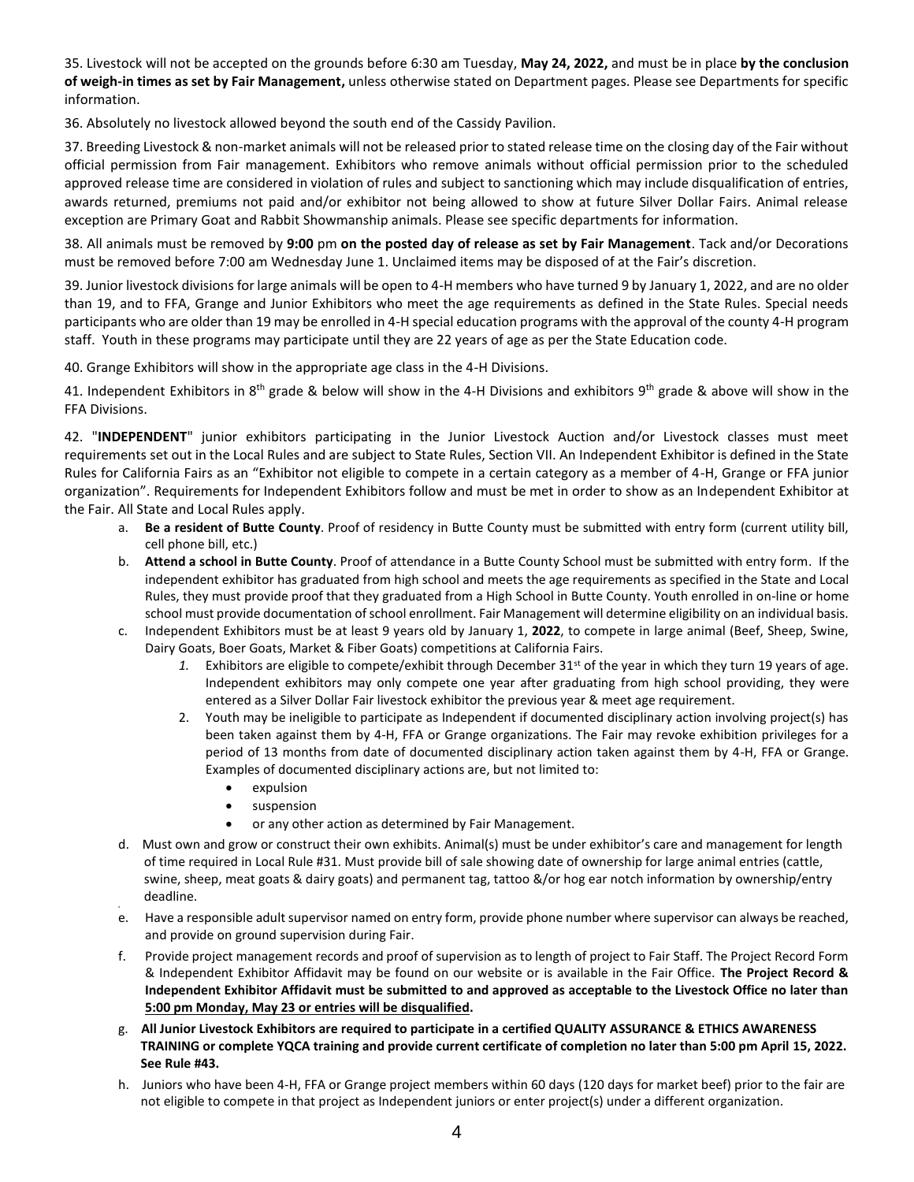35. Livestock will not be accepted on the grounds before 6:30 am Tuesday, **May 24, 2022,** and must be in place **by the conclusion of weigh-in times as set by Fair Management,** unless otherwise stated on Department pages. Please see Departments for specific information.

36. Absolutely no livestock allowed beyond the south end of the Cassidy Pavilion.

37. Breeding Livestock & non-market animals will not be released prior to stated release time on the closing day of the Fair without official permission from Fair management. Exhibitors who remove animals without official permission prior to the scheduled approved release time are considered in violation of rules and subject to sanctioning which may include disqualification of entries, awards returned, premiums not paid and/or exhibitor not being allowed to show at future Silver Dollar Fairs. Animal release exception are Primary Goat and Rabbit Showmanship animals. Please see specific departments for information.

38. All animals must be removed by **9:00** pm **on the posted day of release as set by Fair Management**. Tack and/or Decorations must be removed before 7:00 am Wednesday June 1. Unclaimed items may be disposed of at the Fair's discretion.

39. Junior livestock divisions for large animals will be open to 4-H members who have turned 9 by January 1, 2022, and are no older than 19, and to FFA, Grange and Junior Exhibitors who meet the age requirements as defined in the State Rules. Special needs participants who are older than 19 may be enrolled in 4-H special education programs with the approval of the county 4-H program staff. Youth in these programs may participate until they are 22 years of age as per the State Education code.

40. Grange Exhibitors will show in the appropriate age class in the 4-H Divisions.

41. Independent Exhibitors in 8th grade & below will show in the 4-H Divisions and exhibitors 9th grade & above will show in the FFA Divisions.

42. "**INDEPENDENT**" junior exhibitors participating in the Junior Livestock Auction and/or Livestock classes must meet requirements set out in the Local Rules and are subject to State Rules, Section VII. An Independent Exhibitor is defined in the State Rules for California Fairs as an "Exhibitor not eligible to compete in a certain category as a member of 4-H, Grange or FFA junior organization". Requirements for Independent Exhibitors follow and must be met in order to show as an Independent Exhibitor at the Fair. All State and Local Rules apply.

a. **Be a resident of Butte County**. Proof of residency in Butte County must be submitted with entry form (current utility bill, cell phone bill, etc.)

b. **Attend a school in Butte County**. Proof of attendance in a Butte County School must be submitted with entry form. If the independent exhibitor has graduated from high school and meets the age requirements as specified in the State and Local Rules, they must provide proof that they graduated from a High School in Butte County. Youth enrolled in on-line or home school must provide documentation of school enrollment. Fair Management will determine eligibility on an individual basis.

c. Independent Exhibitors must be at least 9 years old by January 1, **2022**, to compete in large animal (Beef, Sheep, Swine, Dairy Goats, Boer Goats, Market & Fiber Goats) competitions at California Fairs.

   1. Exhibitors are eligible to compete/exhibit through December 31st of the year in which they turn 19 years of age. Independent exhibitors may only compete one year after graduating from high school providing, they were entered as a Silver Dollar Fair livestock exhibitor the previous year & meet age requirement.
   2. Youth may be ineligible to participate as Independent if documented disciplinary action involving project(s) has been taken against them by 4-H, FFA or Grange organizations. The Fair may revoke exhibition privileges for a period of 13 months from date of documented disciplinary action taken against them by 4-H, FFA or Grange. Examples of documented disciplinary actions are, but not limited to:
      - expulsion
      - suspension
      - or any other action as determined by Fair Management.

d. Must own and grow or construct their own exhibits. Animal(s) must be under exhibitor's care and management for length of time required in Local Rule #31. Must provide bill of sale showing date of ownership for large animal entries (cattle, swine, sheep, meat goats & dairy goats) and permanent tag, tattoo &/or hog ear notch information by ownership/entry deadline.

e. Have a responsible adult supervisor named on entry form, provide phone number where supervisor can always be reached, and provide on ground supervision during Fair.

f. Provide project management records and proof of supervision as to length of project to Fair Staff. The Project Record Form & Independent Exhibitor Affidavit may be found on our website or is available in the Fair Office. **The Project Record & Independent Exhibitor Affidavit must be submitted to and approved as acceptable to the Livestock Office no later than 5:00 pm Monday, May 23 or entries will be disqualified.**

g. **All Junior Livestock Exhibitors are required to participate in a certified QUALITY ASSURANCE & ETHICS AWARENESS TRAINING or complete YQCA training and provide current certificate of completion no later than 5:00 pm April 15, 2022. See Rule #43.**

h. Juniors who have been 4-H, FFA or Grange project members within 60 days (120 days for market beef) prior to the fair are not eligible to compete in that project as Independent juniors or enter project(s) under a different organization.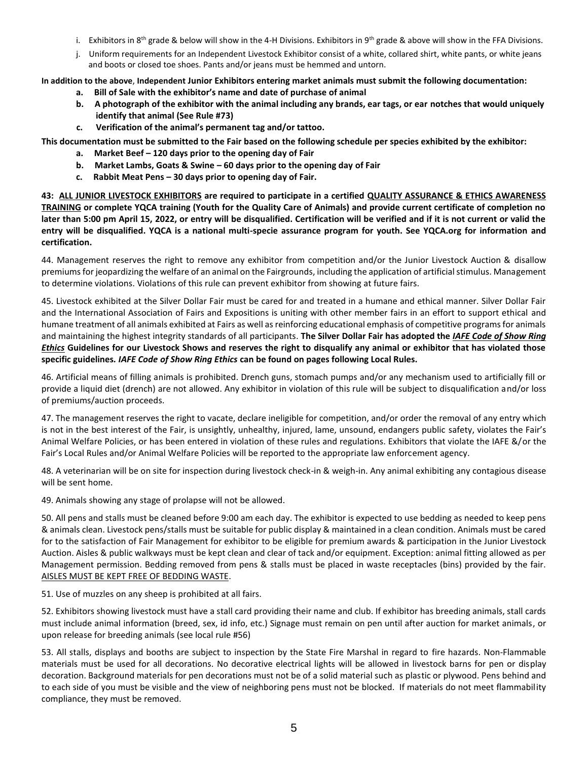i. Exhibitors in 8th grade & below will show in the 4-H Divisions. Exhibitors in 9th grade & above will show in the FFA Divisions.

j. Uniform requirements for an Independent Livestock Exhibitor consist of a white, collared shirt, white pants, or white jeans and boots or closed toe shoes. Pants and/or jeans must be hemmed and untorn.

**In addition to the above, Independent Junior Exhibitors entering market animals must submit the following documentation:**

- **a. Bill of Sale with the exhibitor's name and date of purchase of animal**
- **b. A photograph of the exhibitor with the animal including any brands, ear tags, or ear notches that would uniquely identify that animal (See Rule #73)**
- **c. Verification of the animal's permanent tag and/or tattoo.**

**This documentation must be submitted to the Fair based on the following schedule per species exhibited by the exhibitor:**

- **a. Market Beef – 120 days prior to the opening day of Fair**
- **b. Market Lambs, Goats & Swine – 60 days prior to the opening day of Fair**
- **c. Rabbit Meat Pens – 30 days prior to opening day of Fair.**

**43: <u>ALL JUNIOR LIVESTOCK EXHIBITORS</u> are required to participate in a certified <u>QUALITY ASSURANCE & ETHICS AWARENESS TRAINING</u> or complete YQCA training (Youth for the Quality Care of Animals) and provide current certificate of completion no later than 5:00 pm April 15, 2022, or entry will be disqualified. Certification will be verified and if it is not current or valid the entry will be disqualified. YQCA is a national multi-specie assurance program for youth. See YQCA.org for information and certification.**

44. Management reserves the right to remove any exhibitor from competition and/or the Junior Livestock Auction & disallow premiums for jeopardizing the welfare of an animal on the Fairgrounds, including the application of artificial stimulus. Management to determine violations. Violations of this rule can prevent exhibitor from showing at future fairs.

45. Livestock exhibited at the Silver Dollar Fair must be cared for and treated in a humane and ethical manner. Silver Dollar Fair and the International Association of Fairs and Expositions is uniting with other member fairs in an effort to support ethical and humane treatment of all animals exhibited at Fairs as well as reinforcing educational emphasis of competitive programs for animals and maintaining the highest integrity standards of all participants. **The Silver Dollar Fair has adopted the *<u>IAFE Code of Show Ring Ethics</u>* Guidelines for our Livestock Shows and reserves the right to disqualify any animal or exhibitor that has violated those specific guidelines. *IAFE Code of Show Ring Ethics* can be found on pages following Local Rules.**

46. Artificial means of filling animals is prohibited. Drench guns, stomach pumps and/or any mechanism used to artificially fill or provide a liquid diet (drench) are not allowed. Any exhibitor in violation of this rule will be subject to disqualification and/or loss of premiums/auction proceeds.

47. The management reserves the right to vacate, declare ineligible for competition, and/or order the removal of any entry which is not in the best interest of the Fair, is unsightly, unhealthy, injured, lame, unsound, endangers public safety, violates the Fair's Animal Welfare Policies, or has been entered in violation of these rules and regulations. Exhibitors that violate the IAFE &/or the Fair's Local Rules and/or Animal Welfare Policies will be reported to the appropriate law enforcement agency.

48. A veterinarian will be on site for inspection during livestock check-in & weigh-in. Any animal exhibiting any contagious disease will be sent home.

49. Animals showing any stage of prolapse will not be allowed.

50. All pens and stalls must be cleaned before 9:00 am each day. The exhibitor is expected to use bedding as needed to keep pens & animals clean. Livestock pens/stalls must be suitable for public display & maintained in a clean condition. Animals must be cared for to the satisfaction of Fair Management for exhibitor to be eligible for premium awards & participation in the Junior Livestock Auction. Aisles & public walkways must be kept clean and clear of tack and/or equipment. Exception: animal fitting allowed as per Management permission. Bedding removed from pens & stalls must be placed in waste receptacles (bins) provided by the fair. <u>AISLES MUST BE KEPT FREE OF BEDDING WASTE</u>.

51. Use of muzzles on any sheep is prohibited at all fairs.

52. Exhibitors showing livestock must have a stall card providing their name and club. If exhibitor has breeding animals, stall cards must include animal information (breed, sex, id info, etc.) Signage must remain on pen until after auction for market animals, or upon release for breeding animals (see local rule #56)

53. All stalls, displays and booths are subject to inspection by the State Fire Marshal in regard to fire hazards. Non-Flammable materials must be used for all decorations. No decorative electrical lights will be allowed in livestock barns for pen or display decoration. Background materials for pen decorations must not be of a solid material such as plastic or plywood. Pens behind and to each side of you must be visible and the view of neighboring pens must not be blocked. If materials do not meet flammability compliance, they must be removed.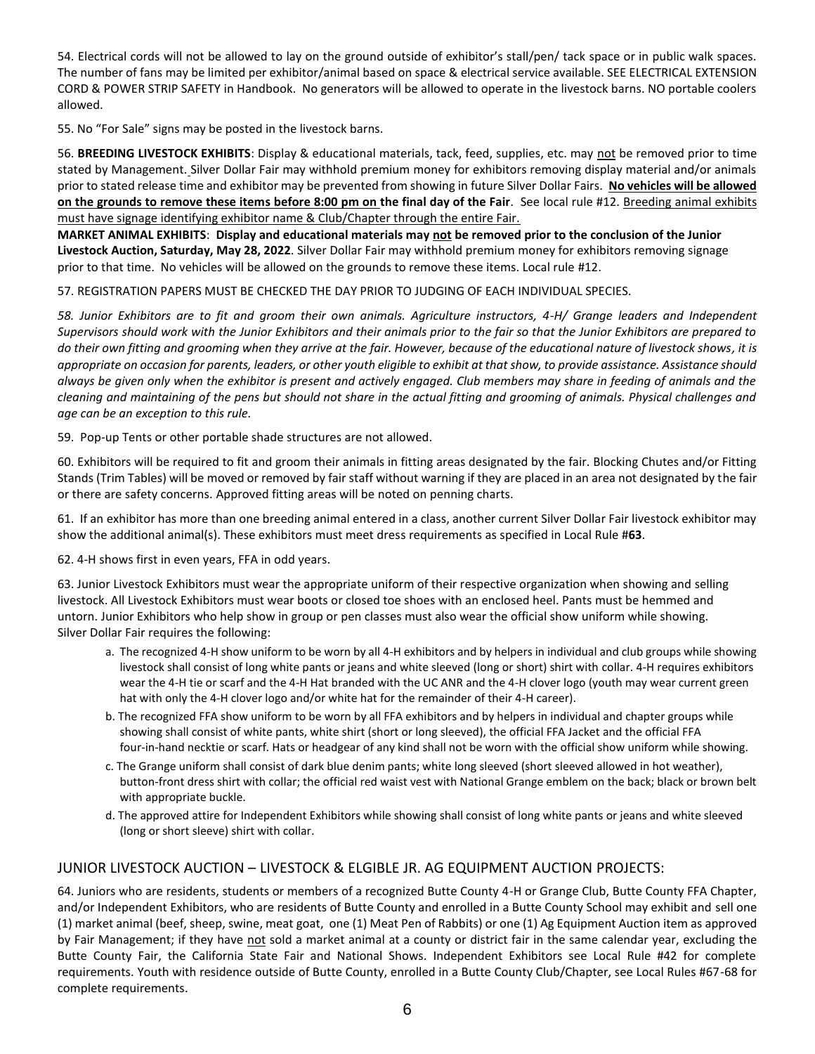54. Electrical cords will not be allowed to lay on the ground outside of exhibitor's stall/pen/ tack space or in public walk spaces. The number of fans may be limited per exhibitor/animal based on space & electrical service available. SEE ELECTRICAL EXTENSION CORD & POWER STRIP SAFETY in Handbook. No generators will be allowed to operate in the livestock barns. NO portable coolers allowed.

55. No "For Sale" signs may be posted in the livestock barns.

56. **BREEDING LIVESTOCK EXHIBITS**: Display & educational materials, tack, feed, supplies, etc. may not be removed prior to time stated by Management. Silver Dollar Fair may withhold premium money for exhibitors removing display material and/or animals prior to stated release time and exhibitor may be prevented from showing in future Silver Dollar Fairs. **No vehicles will be allowed on the grounds to remove these items before 8:00 pm on the final day of the Fair**. See local rule #12. Breeding animal exhibits must have signage identifying exhibitor name & Club/Chapter through the entire Fair.

**MARKET ANIMAL EXHIBITS**: **Display and educational materials may not be removed prior to the conclusion of the Junior Livestock Auction, Saturday, May 28, 2022**. Silver Dollar Fair may withhold premium money for exhibitors removing signage prior to that time. No vehicles will be allowed on the grounds to remove these items. Local rule #12.

57. REGISTRATION PAPERS MUST BE CHECKED THE DAY PRIOR TO JUDGING OF EACH INDIVIDUAL SPECIES.

*58. Junior Exhibitors are to fit and groom their own animals. Agriculture instructors, 4-H/ Grange leaders and Independent Supervisors should work with the Junior Exhibitors and their animals prior to the fair so that the Junior Exhibitors are prepared to do their own fitting and grooming when they arrive at the fair. However, because of the educational nature of livestock shows, it is appropriate on occasion for parents, leaders, or other youth eligible to exhibit at that show, to provide assistance. Assistance should always be given only when the exhibitor is present and actively engaged. Club members may share in feeding of animals and the cleaning and maintaining of the pens but should not share in the actual fitting and grooming of animals. Physical challenges and age can be an exception to this rule.*

59. Pop-up Tents or other portable shade structures are not allowed.

60. Exhibitors will be required to fit and groom their animals in fitting areas designated by the fair. Blocking Chutes and/or Fitting Stands (Trim Tables) will be moved or removed by fair staff without warning if they are placed in an area not designated by the fair or there are safety concerns. Approved fitting areas will be noted on penning charts.

61. If an exhibitor has more than one breeding animal entered in a class, another current Silver Dollar Fair livestock exhibitor may show the additional animal(s). These exhibitors must meet dress requirements as specified in Local Rule #**63**.

62. 4-H shows first in even years, FFA in odd years.

63. Junior Livestock Exhibitors must wear the appropriate uniform of their respective organization when showing and selling livestock. All Livestock Exhibitors must wear boots or closed toe shoes with an enclosed heel. Pants must be hemmed and untorn. Junior Exhibitors who help show in group or pen classes must also wear the official show uniform while showing. Silver Dollar Fair requires the following:

a. The recognized 4-H show uniform to be worn by all 4-H exhibitors and by helpers in individual and club groups while showing livestock shall consist of long white pants or jeans and white sleeved (long or short) shirt with collar. 4-H requires exhibitors wear the 4-H tie or scarf and the 4-H Hat branded with the UC ANR and the 4-H clover logo (youth may wear current green hat with only the 4-H clover logo and/or white hat for the remainder of their 4-H career).

b. The recognized FFA show uniform to be worn by all FFA exhibitors and by helpers in individual and chapter groups while showing shall consist of white pants, white shirt (short or long sleeved), the official FFA Jacket and the official FFA four-in-hand necktie or scarf. Hats or headgear of any kind shall not be worn with the official show uniform while showing.

c. The Grange uniform shall consist of dark blue denim pants; white long sleeved (short sleeved allowed in hot weather), button-front dress shirt with collar; the official red waist vest with National Grange emblem on the back; black or brown belt with appropriate buckle.

d. The approved attire for Independent Exhibitors while showing shall consist of long white pants or jeans and white sleeved (long or short sleeve) shirt with collar.

## JUNIOR LIVESTOCK AUCTION – LIVESTOCK & ELGIBLE JR. AG EQUIPMENT AUCTION PROJECTS:

64. Juniors who are residents, students or members of a recognized Butte County 4-H or Grange Club, Butte County FFA Chapter, and/or Independent Exhibitors, who are residents of Butte County and enrolled in a Butte County School may exhibit and sell one (1) market animal (beef, sheep, swine, meat goat, one (1) Meat Pen of Rabbits) or one (1) Ag Equipment Auction item as approved by Fair Management; if they have not sold a market animal at a county or district fair in the same calendar year, excluding the Butte County Fair, the California State Fair and National Shows. Independent Exhibitors see Local Rule #42 for complete requirements. Youth with residence outside of Butte County, enrolled in a Butte County Club/Chapter, see Local Rules #67-68 for complete requirements.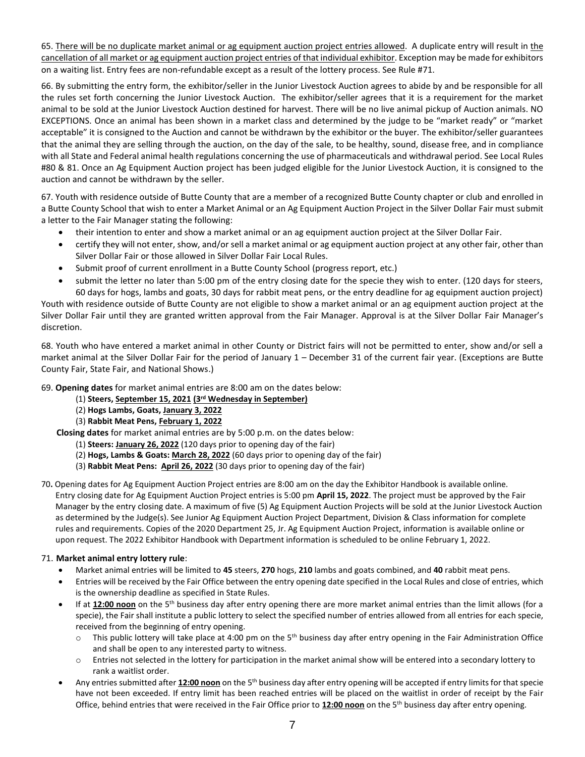65. There will be no duplicate market animal or ag equipment auction project entries allowed. A duplicate entry will result in the cancellation of all market or ag equipment auction project entries of that individual exhibitor. Exception may be made for exhibitors on a waiting list. Entry fees are non-refundable except as a result of the lottery process. See Rule #71.

66. By submitting the entry form, the exhibitor/seller in the Junior Livestock Auction agrees to abide by and be responsible for all the rules set forth concerning the Junior Livestock Auction. The exhibitor/seller agrees that it is a requirement for the market animal to be sold at the Junior Livestock Auction destined for harvest. There will be no live animal pickup of Auction animals. NO EXCEPTIONS. Once an animal has been shown in a market class and determined by the judge to be "market ready" or "market acceptable" it is consigned to the Auction and cannot be withdrawn by the exhibitor or the buyer. The exhibitor/seller guarantees that the animal they are selling through the auction, on the day of the sale, to be healthy, sound, disease free, and in compliance with all State and Federal animal health regulations concerning the use of pharmaceuticals and withdrawal period. See Local Rules #80 & 81. Once an Ag Equipment Auction project has been judged eligible for the Junior Livestock Auction, it is consigned to the auction and cannot be withdrawn by the seller.

67. Youth with residence outside of Butte County that are a member of a recognized Butte County chapter or club and enrolled in a Butte County School that wish to enter a Market Animal or an Ag Equipment Auction Project in the Silver Dollar Fair must submit a letter to the Fair Manager stating the following:

- their intention to enter and show a market animal or an ag equipment auction project at the Silver Dollar Fair.
- certify they will not enter, show, and/or sell a market animal or ag equipment auction project at any other fair, other than Silver Dollar Fair or those allowed in Silver Dollar Fair Local Rules.
- Submit proof of current enrollment in a Butte County School (progress report, etc.)
- submit the letter no later than 5:00 pm of the entry closing date for the specie they wish to enter. (120 days for steers, 60 days for hogs, lambs and goats, 30 days for rabbit meat pens, or the entry deadline for ag equipment auction project)

Youth with residence outside of Butte County are not eligible to show a market animal or an ag equipment auction project at the Silver Dollar Fair until they are granted written approval from the Fair Manager. Approval is at the Silver Dollar Fair Manager's discretion.

68. Youth who have entered a market animal in other County or District fairs will not be permitted to enter, show and/or sell a market animal at the Silver Dollar Fair for the period of January 1 – December 31 of the current fair year. (Exceptions are Butte County Fair, State Fair, and National Shows.)

69. **Opening dates** for market animal entries are 8:00 am on the dates below:

(1) **Steers, September 15, 2021 (3rd Wednesday in September)**
(2) **Hogs Lambs, Goats, January 3, 2022**
(3) **Rabbit Meat Pens, February 1, 2022**

**Closing dates** for market animal entries are by 5:00 p.m. on the dates below:

(1) **Steers: January 26, 2022** (120 days prior to opening day of the fair)
(2) **Hogs, Lambs & Goats: March 28, 2022** (60 days prior to opening day of the fair)
(3) **Rabbit Meat Pens: April 26, 2022** (30 days prior to opening day of the fair)

70**.** Opening dates for Ag Equipment Auction Project entries are 8:00 am on the day the Exhibitor Handbook is available online. Entry closing date for Ag Equipment Auction Project entries is 5:00 pm **April 15, 2022**. The project must be approved by the Fair Manager by the entry closing date. A maximum of five (5) Ag Equipment Auction Projects will be sold at the Junior Livestock Auction as determined by the Judge(s). See Junior Ag Equipment Auction Project Department, Division & Class information for complete rules and requirements. Copies of the 2020 Department 25, Jr. Ag Equipment Auction Project, information is available online or upon request. The 2022 Exhibitor Handbook with Department information is scheduled to be online February 1, 2022.

71. **Market animal entry lottery rule**:

- Market animal entries will be limited to **45** steers, **270** hogs, **210** lambs and goats combined, and **40** rabbit meat pens.
- Entries will be received by the Fair Office between the entry opening date specified in the Local Rules and close of entries, which is the ownership deadline as specified in State Rules.
- If at **12:00 noon** on the 5th business day after entry opening there are more market animal entries than the limit allows (for a specie), the Fair shall institute a public lottery to select the specified number of entries allowed from all entries for each specie, received from the beginning of entry opening.
  - This public lottery will take place at 4:00 pm on the 5th business day after entry opening in the Fair Administration Office and shall be open to any interested party to witness.
  - Entries not selected in the lottery for participation in the market animal show will be entered into a secondary lottery to rank a waitlist order.
- Any entries submitted after **12:00 noon** on the 5th business day after entry opening will be accepted if entry limits for that specie have not been exceeded. If entry limit has been reached entries will be placed on the waitlist in order of receipt by the Fair Office, behind entries that were received in the Fair Office prior to **12:00 noon** on the 5th business day after entry opening.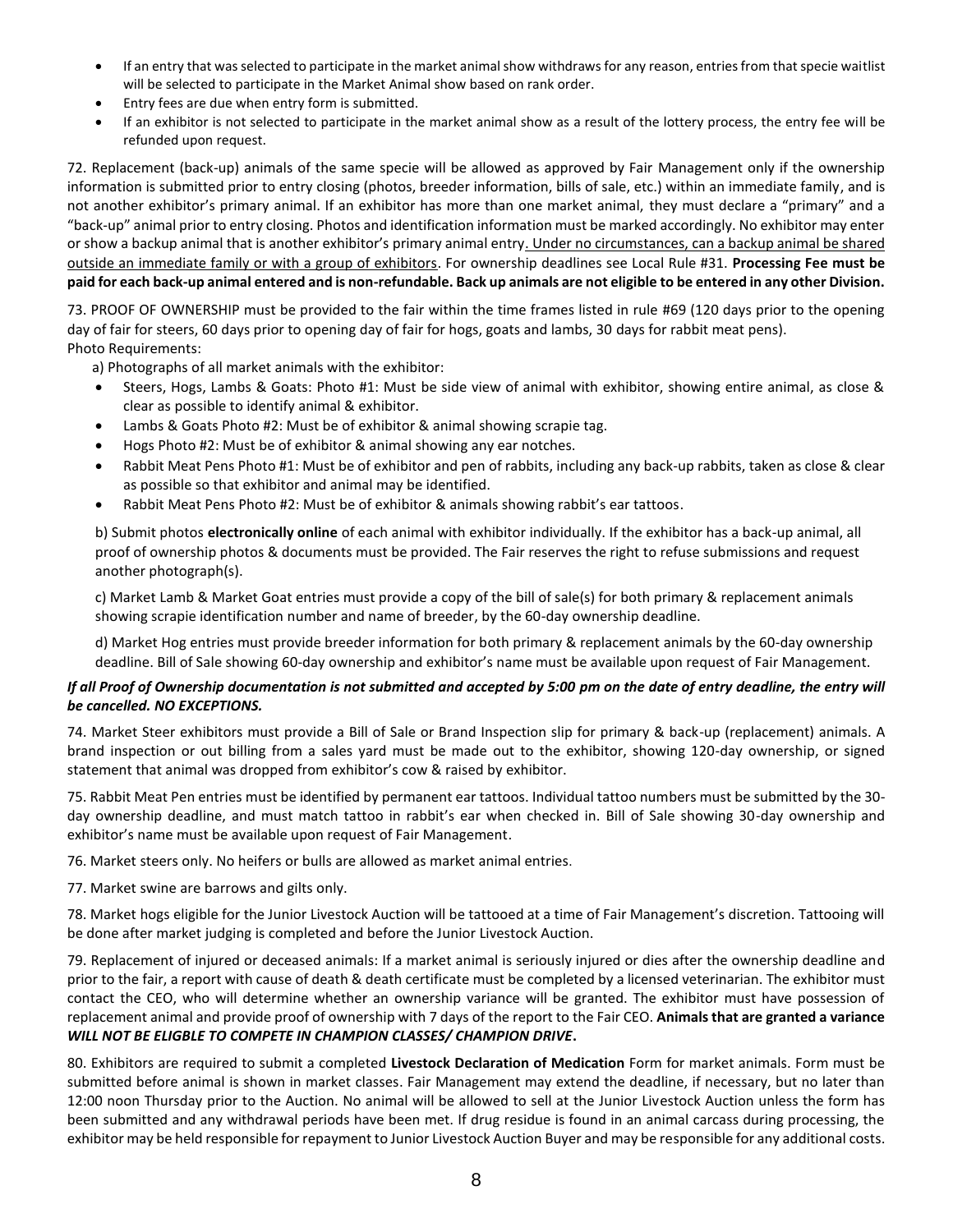- If an entry that was selected to participate in the market animal show withdraws for any reason, entries from that specie waitlist will be selected to participate in the Market Animal show based on rank order.
- Entry fees are due when entry form is submitted.
- If an exhibitor is not selected to participate in the market animal show as a result of the lottery process, the entry fee will be refunded upon request.

72. Replacement (back-up) animals of the same specie will be allowed as approved by Fair Management only if the ownership information is submitted prior to entry closing (photos, breeder information, bills of sale, etc.) within an immediate family, and is not another exhibitor's primary animal. If an exhibitor has more than one market animal, they must declare a "primary" and a "back-up" animal prior to entry closing. Photos and identification information must be marked accordingly. No exhibitor may enter or show a backup animal that is another exhibitor's primary animal entry. <u>Under no circumstances, can a backup animal be shared outside an immediate family or with a group of exhibitors</u>. For ownership deadlines see Local Rule #31. **Processing Fee must be paid for each back-up animal entered and is non-refundable. Back up animals are not eligible to be entered in any other Division.**

73. PROOF OF OWNERSHIP must be provided to the fair within the time frames listed in rule #69 (120 days prior to the opening day of fair for steers, 60 days prior to opening day of fair for hogs, goats and lambs, 30 days for rabbit meat pens).
Photo Requirements:

a) Photographs of all market animals with the exhibitor:

- Steers, Hogs, Lambs & Goats: Photo #1: Must be side view of animal with exhibitor, showing entire animal, as close & clear as possible to identify animal & exhibitor.
- Lambs & Goats Photo #2: Must be of exhibitor & animal showing scrapie tag.
- Hogs Photo #2: Must be of exhibitor & animal showing any ear notches.
- Rabbit Meat Pens Photo #1: Must be of exhibitor and pen of rabbits, including any back-up rabbits, taken as close & clear as possible so that exhibitor and animal may be identified.
- Rabbit Meat Pens Photo #2: Must be of exhibitor & animals showing rabbit's ear tattoos.

b) Submit photos **electronically online** of each animal with exhibitor individually. If the exhibitor has a back-up animal, all proof of ownership photos & documents must be provided. The Fair reserves the right to refuse submissions and request another photograph(s).

c) Market Lamb & Market Goat entries must provide a copy of the bill of sale(s) for both primary & replacement animals showing scrapie identification number and name of breeder, by the 60-day ownership deadline.

d) Market Hog entries must provide breeder information for both primary & replacement animals by the 60-day ownership deadline. Bill of Sale showing 60-day ownership and exhibitor's name must be available upon request of Fair Management.

***If all Proof of Ownership documentation is not submitted and accepted by 5:00 pm on the date of entry deadline, the entry will be cancelled. NO EXCEPTIONS.***

74. Market Steer exhibitors must provide a Bill of Sale or Brand Inspection slip for primary & back-up (replacement) animals. A brand inspection or out billing from a sales yard must be made out to the exhibitor, showing 120-day ownership, or signed statement that animal was dropped from exhibitor's cow & raised by exhibitor.

75. Rabbit Meat Pen entries must be identified by permanent ear tattoos. Individual tattoo numbers must be submitted by the 30-day ownership deadline, and must match tattoo in rabbit's ear when checked in. Bill of Sale showing 30-day ownership and exhibitor's name must be available upon request of Fair Management.

76. Market steers only. No heifers or bulls are allowed as market animal entries.

77. Market swine are barrows and gilts only.

78. Market hogs eligible for the Junior Livestock Auction will be tattooed at a time of Fair Management's discretion. Tattooing will be done after market judging is completed and before the Junior Livestock Auction.

79. Replacement of injured or deceased animals: If a market animal is seriously injured or dies after the ownership deadline and prior to the fair, a report with cause of death & death certificate must be completed by a licensed veterinarian. The exhibitor must contact the CEO, who will determine whether an ownership variance will be granted. The exhibitor must have possession of replacement animal and provide proof of ownership with 7 days of the report to the Fair CEO. **Animals that are granted a variance *WILL NOT BE ELIGBLE TO COMPETE IN CHAMPION CLASSES/ CHAMPION DRIVE*.**

80. Exhibitors are required to submit a completed **Livestock Declaration of Medication** Form for market animals. Form must be submitted before animal is shown in market classes. Fair Management may extend the deadline, if necessary, but no later than 12:00 noon Thursday prior to the Auction. No animal will be allowed to sell at the Junior Livestock Auction unless the form has been submitted and any withdrawal periods have been met. If drug residue is found in an animal carcass during processing, the exhibitor may be held responsible for repayment to Junior Livestock Auction Buyer and may be responsible for any additional costs.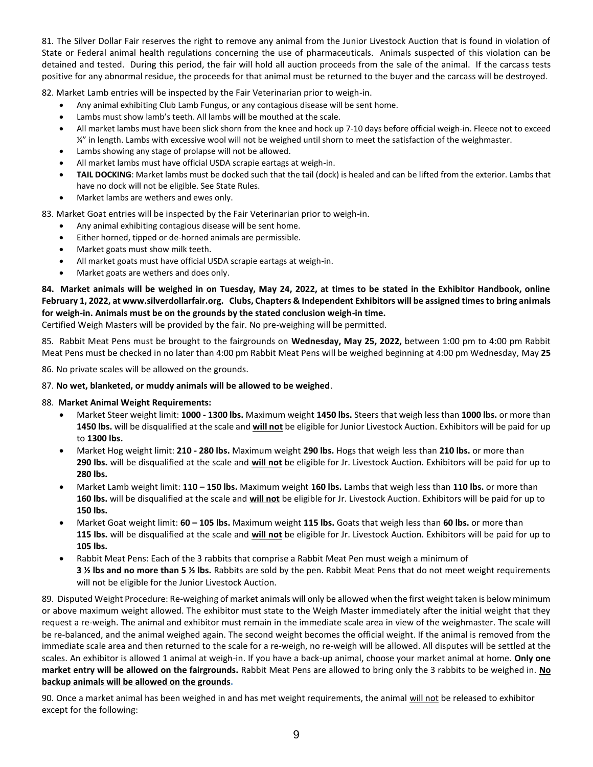81. The Silver Dollar Fair reserves the right to remove any animal from the Junior Livestock Auction that is found in violation of State or Federal animal health regulations concerning the use of pharmaceuticals. Animals suspected of this violation can be detained and tested. During this period, the fair will hold all auction proceeds from the sale of the animal. If the carcass tests positive for any abnormal residue, the proceeds for that animal must be returned to the buyer and the carcass will be destroyed.

82. Market Lamb entries will be inspected by the Fair Veterinarian prior to weigh-in.

- Any animal exhibiting Club Lamb Fungus, or any contagious disease will be sent home.
- Lambs must show lamb's teeth. All lambs will be mouthed at the scale.
- All market lambs must have been slick shorn from the knee and hock up 7-10 days before official weigh-in. Fleece not to exceed ¼" in length. Lambs with excessive wool will not be weighed until shorn to meet the satisfaction of the weighmaster.
- Lambs showing any stage of prolapse will not be allowed.
- All market lambs must have official USDA scrapie eartags at weigh-in.
- **TAIL DOCKING**: Market lambs must be docked such that the tail (dock) is healed and can be lifted from the exterior. Lambs that have no dock will not be eligible. See State Rules.
- Market lambs are wethers and ewes only.

83. Market Goat entries will be inspected by the Fair Veterinarian prior to weigh-in.

- Any animal exhibiting contagious disease will be sent home.
- Either horned, tipped or de-horned animals are permissible.
- Market goats must show milk teeth.
- All market goats must have official USDA scrapie eartags at weigh-in.
- Market goats are wethers and does only.

**84. Market animals will be weighed in on Tuesday, May 24, 2022, at times to be stated in the Exhibitor Handbook, online February 1, 2022, at www.silverdollarfair.org. Clubs, Chapters & Independent Exhibitors will be assigned times to bring animals for weigh-in. Animals must be on the grounds by the stated conclusion weigh-in time.**
Certified Weigh Masters will be provided by the fair. No pre-weighing will be permitted.

85. Rabbit Meat Pens must be brought to the fairgrounds on **Wednesday, May 25, 2022,** between 1:00 pm to 4:00 pm Rabbit Meat Pens must be checked in no later than 4:00 pm Rabbit Meat Pens will be weighed beginning at 4:00 pm Wednesday, May **25**

86. No private scales will be allowed on the grounds.

87. **No wet, blanketed, or muddy animals will be allowed to be weighed**.

88. **Market Animal Weight Requirements:**

- Market Steer weight limit: **1000 - 1300 lbs.** Maximum weight **1450 lbs.** Steers that weigh less than **1000 lbs.** or more than **1450 lbs.** will be disqualified at the scale and **will not** be eligible for Junior Livestock Auction. Exhibitors will be paid for up to **1300 lbs.**
- Market Hog weight limit: **210 - 280 lbs.** Maximum weight **290 lbs.** Hogs that weigh less than **210 lbs.** or more than **290 lbs.** will be disqualified at the scale and **will not** be eligible for Jr. Livestock Auction. Exhibitors will be paid for up to **280 lbs.**
- Market Lamb weight limit: **110 – 150 lbs.** Maximum weight **160 lbs.** Lambs that weigh less than **110 lbs.** or more than **160 lbs.** will be disqualified at the scale and **will not** be eligible for Jr. Livestock Auction. Exhibitors will be paid for up to **150 lbs.**
- Market Goat weight limit: **60 – 105 lbs.** Maximum weight **115 lbs.** Goats that weigh less than **60 lbs.** or more than **115 lbs.** will be disqualified at the scale and **will not** be eligible for Jr. Livestock Auction. Exhibitors will be paid for up to **105 lbs.**
- Rabbit Meat Pens: Each of the 3 rabbits that comprise a Rabbit Meat Pen must weigh a minimum of **3 ½ lbs and no more than 5 ½ lbs.** Rabbits are sold by the pen. Rabbit Meat Pens that do not meet weight requirements will not be eligible for the Junior Livestock Auction.

89. Disputed Weight Procedure: Re-weighing of market animals will only be allowed when the first weight taken is below minimum or above maximum weight allowed. The exhibitor must state to the Weigh Master immediately after the initial weight that they request a re-weigh. The animal and exhibitor must remain in the immediate scale area in view of the weighmaster. The scale will be re-balanced, and the animal weighed again. The second weight becomes the official weight. If the animal is removed from the immediate scale area and then returned to the scale for a re-weigh, no re-weigh will be allowed. All disputes will be settled at the scales. An exhibitor is allowed 1 animal at weigh-in. If you have a back-up animal, choose your market animal at home. **Only one market entry will be allowed on the fairgrounds.** Rabbit Meat Pens are allowed to bring only the 3 rabbits to be weighed in. **No backup animals will be allowed on the grounds.**

90. Once a market animal has been weighed in and has met weight requirements, the animal will not be released to exhibitor except for the following: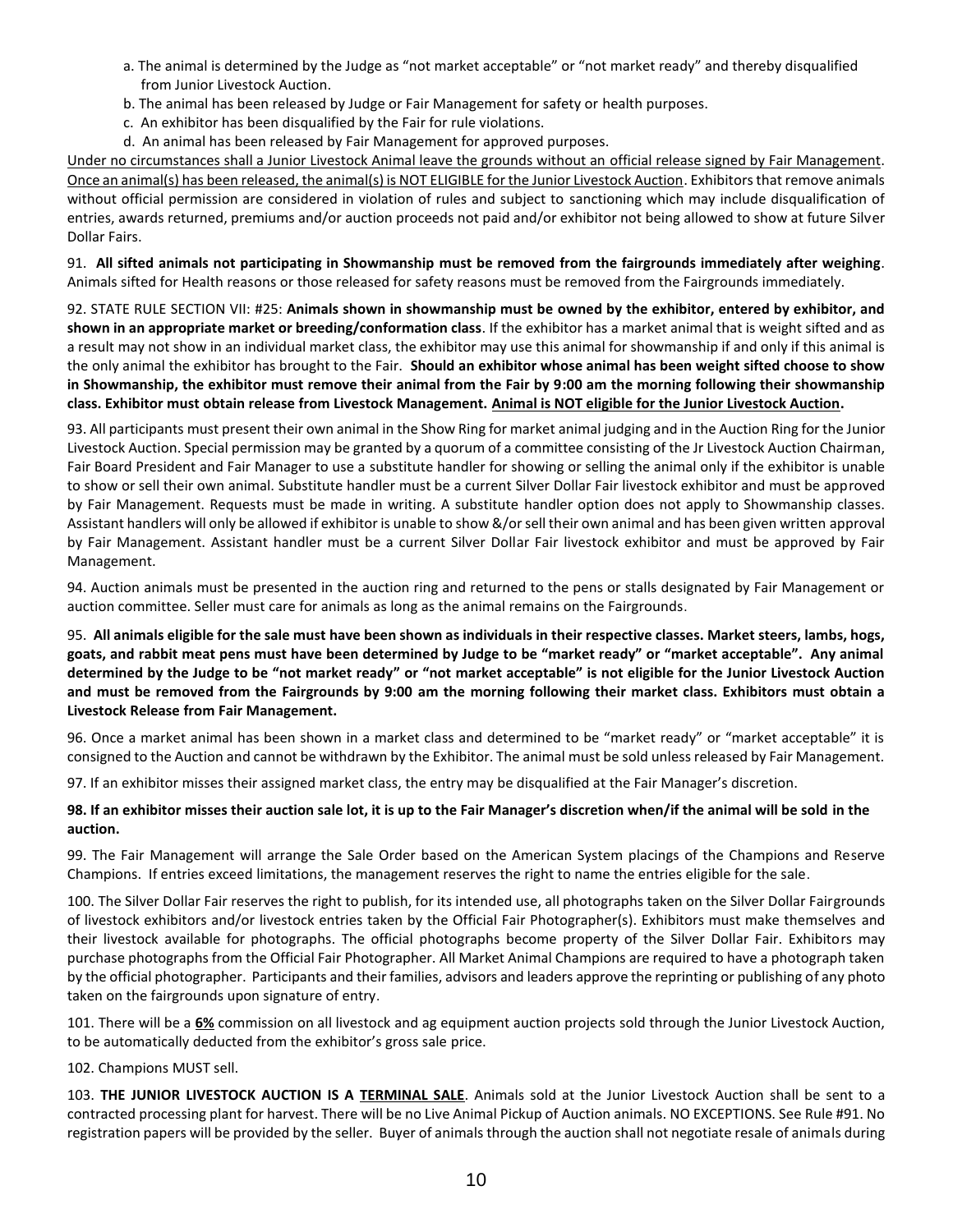a. The animal is determined by the Judge as "not market acceptable" or "not market ready" and thereby disqualified from Junior Livestock Auction.
b. The animal has been released by Judge or Fair Management for safety or health purposes.
c. An exhibitor has been disqualified by the Fair for rule violations.
d. An animal has been released by Fair Management for approved purposes.

Under no circumstances shall a Junior Livestock Animal leave the grounds without an official release signed by Fair Management. Once an animal(s) has been released, the animal(s) is NOT ELIGIBLE for the Junior Livestock Auction. Exhibitors that remove animals without official permission are considered in violation of rules and subject to sanctioning which may include disqualification of entries, awards returned, premiums and/or auction proceeds not paid and/or exhibitor not being allowed to show at future Silver Dollar Fairs.

91. **All sifted animals not participating in Showmanship must be removed from the fairgrounds immediately after weighing**. Animals sifted for Health reasons or those released for safety reasons must be removed from the Fairgrounds immediately.

92. STATE RULE SECTION VII: #25: **Animals shown in showmanship must be owned by the exhibitor, entered by exhibitor, and shown in an appropriate market or breeding/conformation class**. If the exhibitor has a market animal that is weight sifted and as a result may not show in an individual market class, the exhibitor may use this animal for showmanship if and only if this animal is the only animal the exhibitor has brought to the Fair. **Should an exhibitor whose animal has been weight sifted choose to show in Showmanship, the exhibitor must remove their animal from the Fair by 9:00 am the morning following their showmanship class. Exhibitor must obtain release from Livestock Management. Animal is NOT eligible for the Junior Livestock Auction.**

93. All participants must present their own animal in the Show Ring for market animal judging and in the Auction Ring for the Junior Livestock Auction. Special permission may be granted by a quorum of a committee consisting of the Jr Livestock Auction Chairman, Fair Board President and Fair Manager to use a substitute handler for showing or selling the animal only if the exhibitor is unable to show or sell their own animal. Substitute handler must be a current Silver Dollar Fair livestock exhibitor and must be approved by Fair Management. Requests must be made in writing. A substitute handler option does not apply to Showmanship classes. Assistant handlers will only be allowed if exhibitor is unable to show &/or sell their own animal and has been given written approval by Fair Management. Assistant handler must be a current Silver Dollar Fair livestock exhibitor and must be approved by Fair Management.

94. Auction animals must be presented in the auction ring and returned to the pens or stalls designated by Fair Management or auction committee. Seller must care for animals as long as the animal remains on the Fairgrounds.

95. **All animals eligible for the sale must have been shown as individuals in their respective classes. Market steers, lambs, hogs, goats, and rabbit meat pens must have been determined by Judge to be "market ready" or "market acceptable". Any animal determined by the Judge to be "not market ready" or "not market acceptable" is not eligible for the Junior Livestock Auction and must be removed from the Fairgrounds by 9:00 am the morning following their market class. Exhibitors must obtain a Livestock Release from Fair Management.**

96. Once a market animal has been shown in a market class and determined to be "market ready" or "market acceptable" it is consigned to the Auction and cannot be withdrawn by the Exhibitor. The animal must be sold unless released by Fair Management.

97. If an exhibitor misses their assigned market class, the entry may be disqualified at the Fair Manager's discretion.

**98. If an exhibitor misses their auction sale lot, it is up to the Fair Manager's discretion when/if the animal will be sold in the auction.**

99. The Fair Management will arrange the Sale Order based on the American System placings of the Champions and Reserve Champions. If entries exceed limitations, the management reserves the right to name the entries eligible for the sale.

100. The Silver Dollar Fair reserves the right to publish, for its intended use, all photographs taken on the Silver Dollar Fairgrounds of livestock exhibitors and/or livestock entries taken by the Official Fair Photographer(s). Exhibitors must make themselves and their livestock available for photographs. The official photographs become property of the Silver Dollar Fair. Exhibitors may purchase photographs from the Official Fair Photographer. All Market Animal Champions are required to have a photograph taken by the official photographer. Participants and their families, advisors and leaders approve the reprinting or publishing of any photo taken on the fairgrounds upon signature of entry.

101. There will be a **6%** commission on all livestock and ag equipment auction projects sold through the Junior Livestock Auction, to be automatically deducted from the exhibitor's gross sale price.

102. Champions MUST sell.

103. **THE JUNIOR LIVESTOCK AUCTION IS A TERMINAL SALE**. Animals sold at the Junior Livestock Auction shall be sent to a contracted processing plant for harvest. There will be no Live Animal Pickup of Auction animals. NO EXCEPTIONS. See Rule #91. No registration papers will be provided by the seller. Buyer of animals through the auction shall not negotiate resale of animals during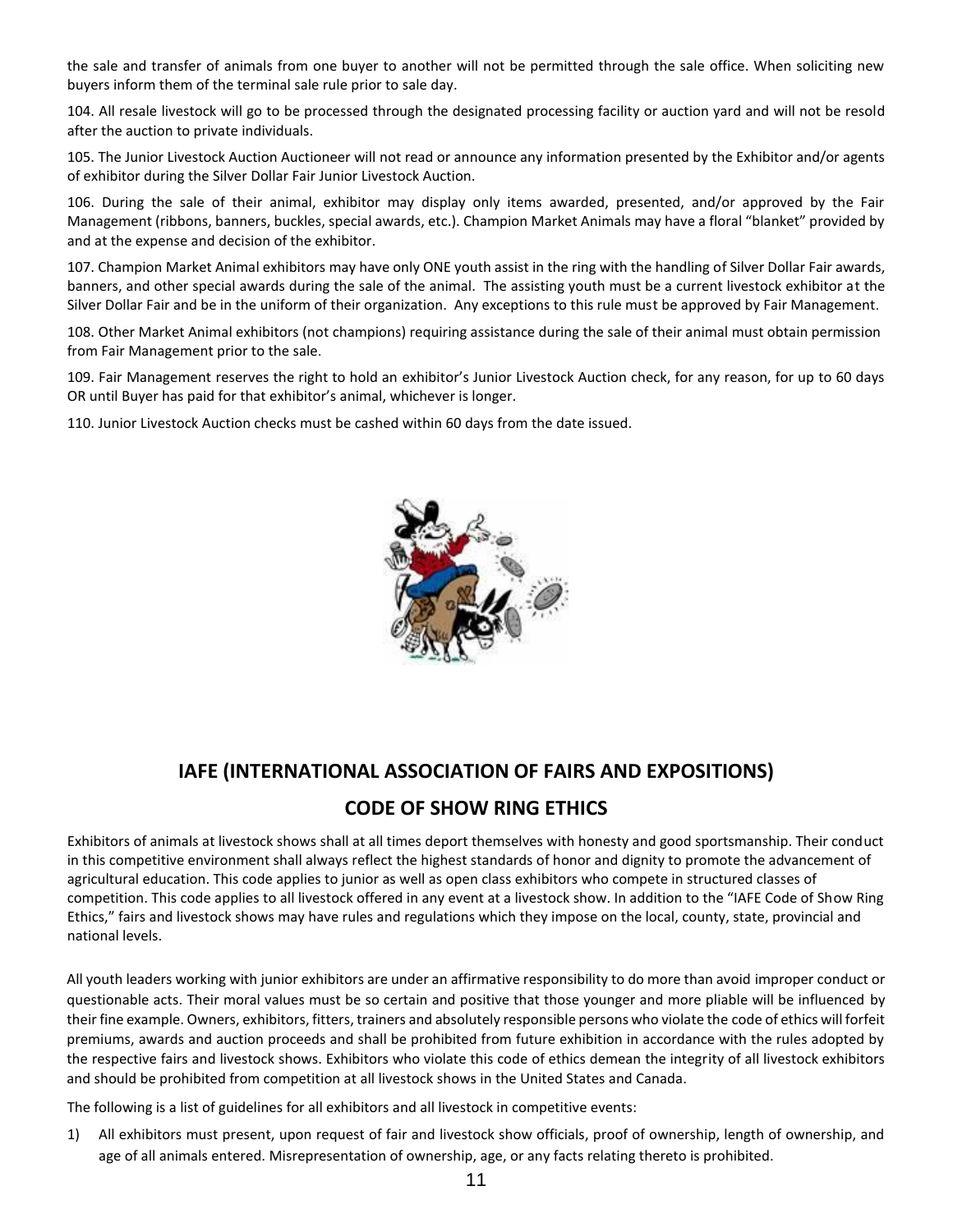the sale and transfer of animals from one buyer to another will not be permitted through the sale office. When soliciting new buyers inform them of the terminal sale rule prior to sale day.

104. All resale livestock will go to be processed through the designated processing facility or auction yard and will not be resold after the auction to private individuals.

105. The Junior Livestock Auction Auctioneer will not read or announce any information presented by the Exhibitor and/or agents of exhibitor during the Silver Dollar Fair Junior Livestock Auction.

106. During the sale of their animal, exhibitor may display only items awarded, presented, and/or approved by the Fair Management (ribbons, banners, buckles, special awards, etc.). Champion Market Animals may have a floral "blanket" provided by and at the expense and decision of the exhibitor.

107. Champion Market Animal exhibitors may have only ONE youth assist in the ring with the handling of Silver Dollar Fair awards, banners, and other special awards during the sale of the animal. The assisting youth must be a current livestock exhibitor at the Silver Dollar Fair and be in the uniform of their organization. Any exceptions to this rule must be approved by Fair Management.

108. Other Market Animal exhibitors (not champions) requiring assistance during the sale of their animal must obtain permission from Fair Management prior to the sale.

109. Fair Management reserves the right to hold an exhibitor's Junior Livestock Auction check, for any reason, for up to 60 days OR until Buyer has paid for that exhibitor's animal, whichever is longer.

110. Junior Livestock Auction checks must be cashed within 60 days from the date issued.

## IAFE (INTERNATIONAL ASSOCIATION OF FAIRS AND EXPOSITIONS)

## CODE OF SHOW RING ETHICS

Exhibitors of animals at livestock shows shall at all times deport themselves with honesty and good sportsmanship. Their conduct in this competitive environment shall always reflect the highest standards of honor and dignity to promote the advancement of agricultural education. This code applies to junior as well as open class exhibitors who compete in structured classes of competition. This code applies to all livestock offered in any event at a livestock show. In addition to the "IAFE Code of Show Ring Ethics," fairs and livestock shows may have rules and regulations which they impose on the local, county, state, provincial and national levels.

All youth leaders working with junior exhibitors are under an affirmative responsibility to do more than avoid improper conduct or questionable acts. Their moral values must be so certain and positive that those younger and more pliable will be influenced by their fine example. Owners, exhibitors, fitters, trainers and absolutely responsible persons who violate the code of ethics will forfeit premiums, awards and auction proceeds and shall be prohibited from future exhibition in accordance with the rules adopted by the respective fairs and livestock shows. Exhibitors who violate this code of ethics demean the integrity of all livestock exhibitors and should be prohibited from competition at all livestock shows in the United States and Canada.

The following is a list of guidelines for all exhibitors and all livestock in competitive events:

1) All exhibitors must present, upon request of fair and livestock show officials, proof of ownership, length of ownership, and age of all animals entered. Misrepresentation of ownership, age, or any facts relating thereto is prohibited.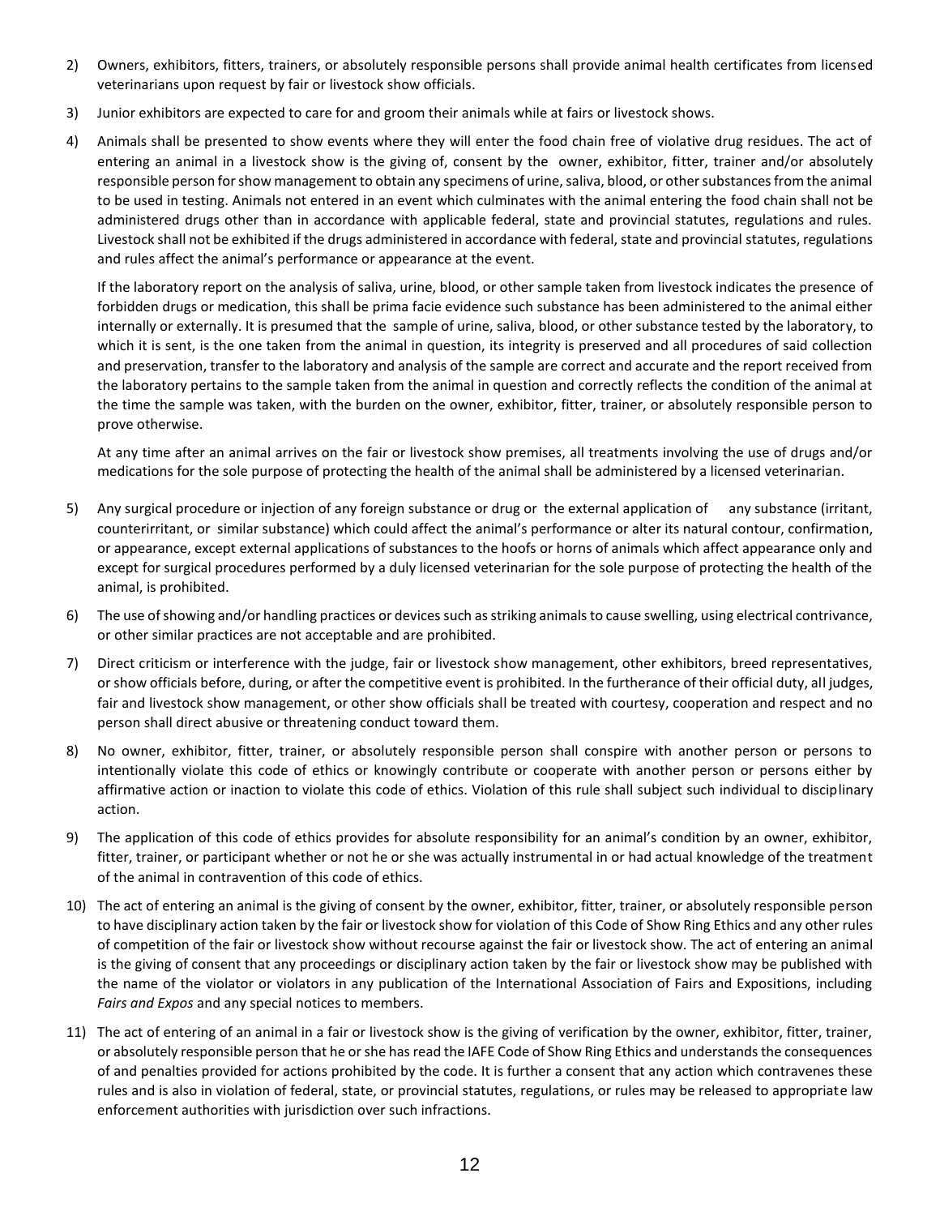2) Owners, exhibitors, fitters, trainers, or absolutely responsible persons shall provide animal health certificates from licensed veterinarians upon request by fair or livestock show officials.

3) Junior exhibitors are expected to care for and groom their animals while at fairs or livestock shows.

4) Animals shall be presented to show events where they will enter the food chain free of violative drug residues. The act of entering an animal in a livestock show is the giving of, consent by the owner, exhibitor, fitter, trainer and/or absolutely responsible person for show management to obtain any specimens of urine, saliva, blood, or other substances from the animal to be used in testing. Animals not entered in an event which culminates with the animal entering the food chain shall not be administered drugs other than in accordance with applicable federal, state and provincial statutes, regulations and rules. Livestock shall not be exhibited if the drugs administered in accordance with federal, state and provincial statutes, regulations and rules affect the animal's performance or appearance at the event.

   If the laboratory report on the analysis of saliva, urine, blood, or other sample taken from livestock indicates the presence of forbidden drugs or medication, this shall be prima facie evidence such substance has been administered to the animal either internally or externally. It is presumed that the sample of urine, saliva, blood, or other substance tested by the laboratory, to which it is sent, is the one taken from the animal in question, its integrity is preserved and all procedures of said collection and preservation, transfer to the laboratory and analysis of the sample are correct and accurate and the report received from the laboratory pertains to the sample taken from the animal in question and correctly reflects the condition of the animal at the time the sample was taken, with the burden on the owner, exhibitor, fitter, trainer, or absolutely responsible person to prove otherwise.

   At any time after an animal arrives on the fair or livestock show premises, all treatments involving the use of drugs and/or medications for the sole purpose of protecting the health of the animal shall be administered by a licensed veterinarian.

5) Any surgical procedure or injection of any foreign substance or drug or the external application of any substance (irritant, counterirritant, or similar substance) which could affect the animal's performance or alter its natural contour, confirmation, or appearance, except external applications of substances to the hoofs or horns of animals which affect appearance only and except for surgical procedures performed by a duly licensed veterinarian for the sole purpose of protecting the health of the animal, is prohibited.

6) The use of showing and/or handling practices or devices such as striking animals to cause swelling, using electrical contrivance, or other similar practices are not acceptable and are prohibited.

7) Direct criticism or interference with the judge, fair or livestock show management, other exhibitors, breed representatives, or show officials before, during, or after the competitive event is prohibited. In the furtherance of their official duty, all judges, fair and livestock show management, or other show officials shall be treated with courtesy, cooperation and respect and no person shall direct abusive or threatening conduct toward them.

8) No owner, exhibitor, fitter, trainer, or absolutely responsible person shall conspire with another person or persons to intentionally violate this code of ethics or knowingly contribute or cooperate with another person or persons either by affirmative action or inaction to violate this code of ethics. Violation of this rule shall subject such individual to disciplinary action.

9) The application of this code of ethics provides for absolute responsibility for an animal's condition by an owner, exhibitor, fitter, trainer, or participant whether or not he or she was actually instrumental in or had actual knowledge of the treatment of the animal in contravention of this code of ethics.

10) The act of entering an animal is the giving of consent by the owner, exhibitor, fitter, trainer, or absolutely responsible person to have disciplinary action taken by the fair or livestock show for violation of this Code of Show Ring Ethics and any other rules of competition of the fair or livestock show without recourse against the fair or livestock show. The act of entering an animal is the giving of consent that any proceedings or disciplinary action taken by the fair or livestock show may be published with the name of the violator or violators in any publication of the International Association of Fairs and Expositions, including *Fairs and Expos* and any special notices to members.

11) The act of entering of an animal in a fair or livestock show is the giving of verification by the owner, exhibitor, fitter, trainer, or absolutely responsible person that he or she has read the IAFE Code of Show Ring Ethics and understands the consequences of and penalties provided for actions prohibited by the code. It is further a consent that any action which contravenes these rules and is also in violation of federal, state, or provincial statutes, regulations, or rules may be released to appropriate law enforcement authorities with jurisdiction over such infractions.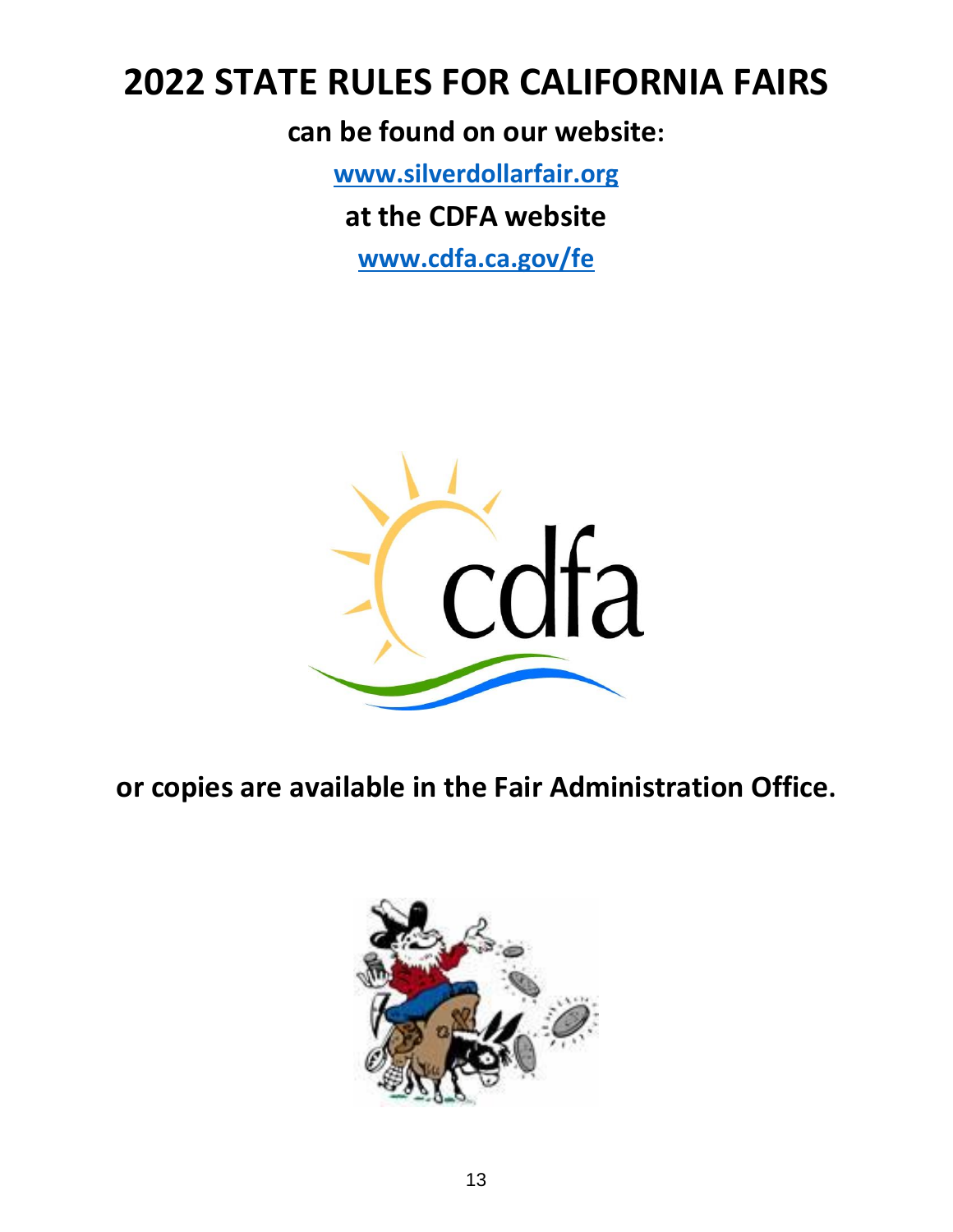# 2022 STATE RULES FOR CALIFORNIA FAIRS

**can be found on our website:**

**[www.silverdollarfair.org](http://www.silverdollarfair.org)**

**at the CDFA website**

**[www.cdfa.ca.gov/fe](http://www.cdfa.ca.gov/fe)**

**or copies are available in the Fair Administration Office.**